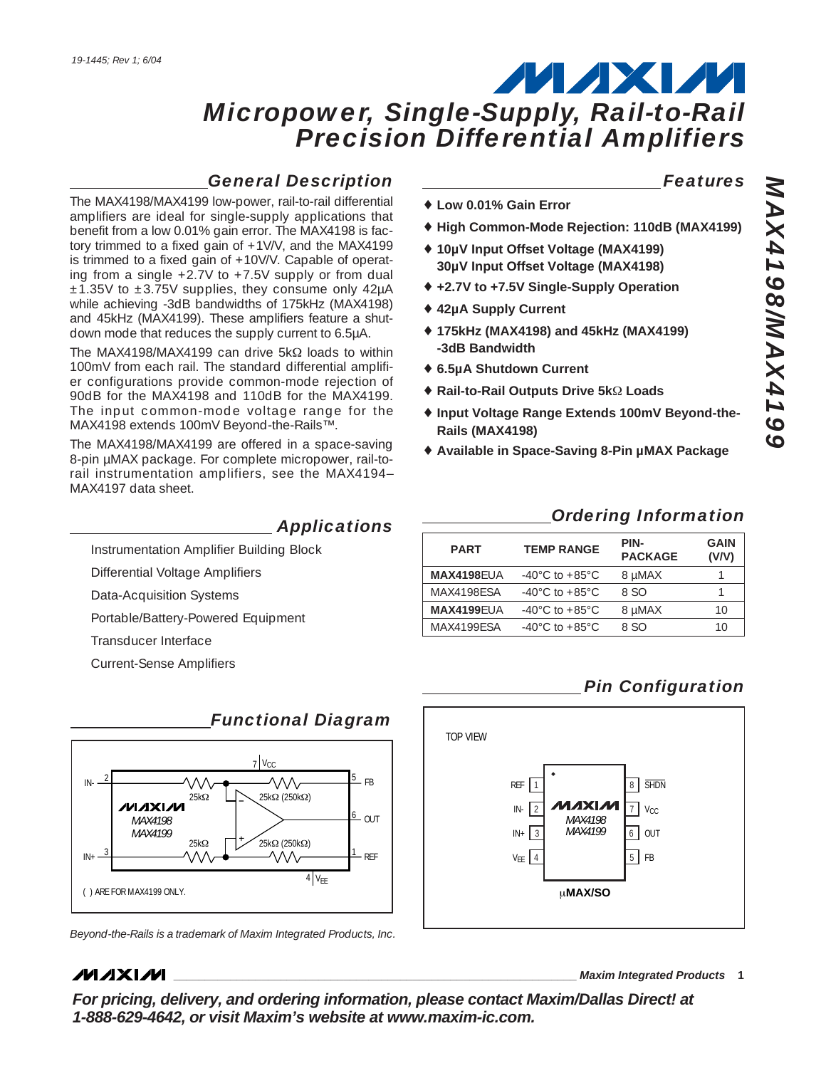# Micropower, Single-Supply, Rail-to-Rail Precision Differential Amplifiers

19-1445; Rev 1; 6/04

## General Description

The MAX4198/MAX4199 low-power, rail-to-rail differential amplifiers are ideal for single-supply applications that benefit from a low 0.01% gain error. The MAX4198 is factory trimmed to a fixed gain of +1V/V, and the MAX4199 is trimmed to a fixed gain of +10V/V. Capable of operating from a single +2.7V to +7.5V supply or from dual ±1.35V to ±3.75V supplies, they consume only 42µA while achieving -3dB bandwidths of 175kHz (MAX4198) and 45kHz (MAX4199). These amplifiers feature a shutdown mode that reduces the supply current to 6.5µA.

The MAX4198/MAX4199 can drive 5kΩ loads to within 100mV from each rail. The standard differential amplifier configurations provide common-mode rejection of 90dB for the MAX4198 and 110dB for the MAX4199. The input common-mode voltage range for the MAX4198 extends 100mV Beyond-the-Rails™.

The MAX4198/MAX4199 are offered in a space-saving 8-pin µMAX package. For complete micropower, rail-to-rail instrumentation amplifiers, see the MAX4194–MAX4197 data sheet.

## Applications

- Instrumentation Amplifier Building Block
- Differential Voltage Amplifiers
- Data-Acquisition Systems
- Portable/Battery-Powered Equipment
- Transducer Interface
- Current-Sense Amplifiers

## Features

- ♦ Low 0.01% Gain Error
- ♦ High Common-Mode Rejection: 110dB (MAX4199)
- ♦ 10µV Input Offset Voltage (MAX4199)
  30µV Input Offset Voltage (MAX4198)
- ♦ +2.7V to +7.5V Single-Supply Operation
- ♦ 42µA Supply Current
- ♦ 175kHz (MAX4198) and 45kHz (MAX4199) -3dB Bandwidth
- ♦ 6.5µA Shutdown Current
- ♦ Rail-to-Rail Outputs Drive 5kΩ Loads
- ♦ Input Voltage Range Extends 100mV Beyond-the-Rails (MAX4198)
- ♦ Available in Space-Saving 8-Pin µMAX Package

## Ordering Information

| PART | TEMP RANGE | PIN-PACKAGE | GAIN (V/V) |
|---|---|---|---|
| **MAX4198**EUA | -40°C to +85°C | 8 µMAX | 1 |
| MAX4198ESA | -40°C to +85°C | 8 SO | 1 |
| **MAX4199**EUA | -40°C to +85°C | 8 µMAX | 10 |
| MAX4199ESA | -40°C to +85°C | 8 SO | 10 |

## Functional Diagram

Pins: IN- (2), IN+ (3), VCC (7), VEE (4), FB (5), OUT (6), REF (1). Resistors: 25kΩ input resistors; 25kΩ (250kΩ) feedback/reference resistors.

( ) ARE FOR MAX4199 ONLY.

## Pin Configuration

TOP VIEW

| Pin | Name | Pin | Name |
|---|---|---|---|
| 1 | REF | 8 | $\overline{SHDN}$ |
| 2 | IN- | 7 | VCC |
| 3 | IN+ | 6 | OUT |
| 4 | VEE | 5 | FB |

MAX4198/MAX4199 — µMAX/SO

*Beyond-the-Rails is a trademark of Maxim Integrated Products, Inc.*

**For pricing, delivery, and ordering information, please contact Maxim/Dallas Direct! at 1-888-629-4642, or visit Maxim's website at www.maxim-ic.com.**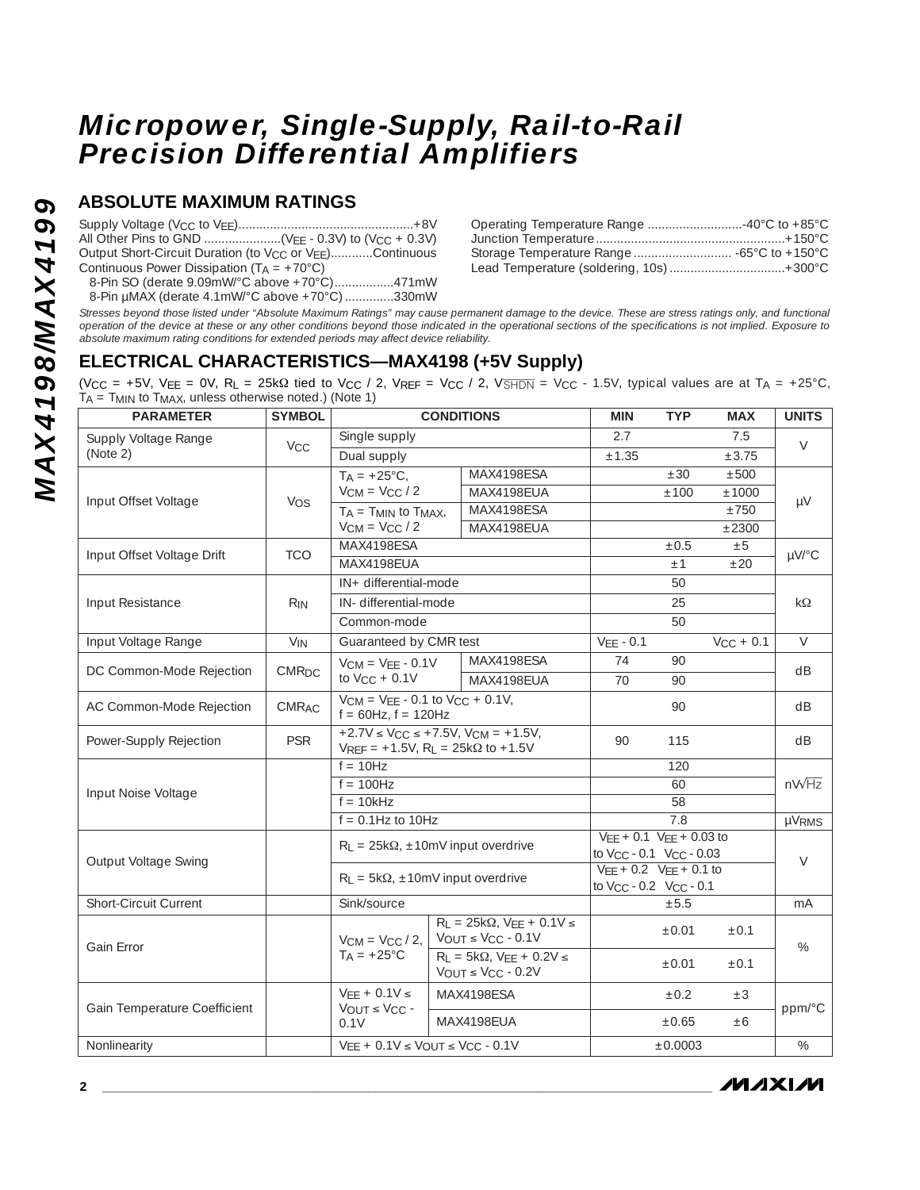## ABSOLUTE MAXIMUM RATINGS

Supply Voltage ($V_{CC}$ to $V_{EE}$)....................................................+8V
All Other Pins to GND ......................($V_{EE}$ - 0.3V) to ($V_{CC}$ + 0.3V)
Output Short-Circuit Duration (to $V_{CC}$ or $V_{EE}$)............Continuous
Continuous Power Dissipation ($T_A$ = +70°C)
  8-Pin SO (derate 9.09mW/°C above +70°C).................471mW
  8-Pin µMAX (derate 4.1mW/°C above +70°C) ..............330mW

Operating Temperature Range ...........................-40°C to +85°C
Junction Temperature......................................................+150°C
Storage Temperature Range ............................ -65°C to +150°C
Lead Temperature (soldering, 10s) .................................+300°C

*Stresses beyond those listed under "Absolute Maximum Ratings" may cause permanent damage to the device. These are stress ratings only, and functional operation of the device at these or any other conditions beyond those indicated in the operational sections of the specifications is not implied. Exposure to absolute maximum rating conditions for extended periods may affect device reliability.*

## ELECTRICAL CHARACTERISTICS—MAX4198 (+5V Supply)

($V_{CC}$ = +5V, $V_{EE}$ = 0V, $R_L$ = 25kΩ tied to $V_{CC}$ / 2, $V_{REF}$ = $V_{CC}$ / 2, $V_{\overline{SHDN}}$ = $V_{CC}$ - 1.5V, typical values are at $T_A$ = +25°C, $T_A$ = $T_{MIN}$ to $T_{MAX}$, unless otherwise noted.) (Note 1)

| PARAMETER | SYMBOL | CONDITIONS | | MIN | TYP | MAX | UNITS |
|---|---|---|---|---|---|---|---|
| Supply Voltage Range (Note 2) | $V_{CC}$ | Single supply | | 2.7 | | 7.5 | V |
| | | Dual supply | | ±1.35 | | ±3.75 | |
| Input Offset Voltage | $V_{OS}$ | $T_A$ = +25°C, $V_{CM}$ = $V_{CC}$ / 2 | MAX4198ESA | | ±30 | ±500 | µV |
| | | | MAX4198EUA | | ±100 | ±1000 | |
| | | $T_A$ = $T_{MIN}$ to $T_{MAX}$, $V_{CM}$ = $V_{CC}$ / 2 | MAX4198ESA | | | ±750 | |
| | | | MAX4198EUA | | | ±2300 | |
| Input Offset Voltage Drift | TCO | MAX4198ESA | | | ±0.5 | ±5 | µV/°C |
| | | MAX4198EUA | | | ±1 | ±20 | |
| Input Resistance | $R_{IN}$ | IN+ differential-mode | | | 50 | | kΩ |
| | | IN- differential-mode | | | 25 | | |
| | | Common-mode | | | 50 | | |
| Input Voltage Range | $V_{IN}$ | Guaranteed by CMR test | | $V_{EE}$ - 0.1 | | $V_{CC}$ + 0.1 | V |
| DC Common-Mode Rejection | $CMR_{DC}$ | $V_{CM}$ = $V_{EE}$ - 0.1V to $V_{CC}$ + 0.1V | MAX4198ESA | 74 | 90 | | dB |
| | | | MAX4198EUA | 70 | 90 | | |
| AC Common-Mode Rejection | $CMR_{AC}$ | $V_{CM}$ = $V_{EE}$ - 0.1 to $V_{CC}$ + 0.1V, f = 60Hz, f = 120Hz | | | 90 | | dB |
| Power-Supply Rejection | PSR | +2.7V ≤ $V_{CC}$ ≤ +7.5V, $V_{CM}$ = +1.5V, $V_{REF}$ = +1.5V, $R_L$ = 25kΩ to +1.5V | | 90 | 115 | | dB |
| Input Noise Voltage | | f = 10Hz | | | 120 | | nV/√Hz |
| | | f = 100Hz | | | 60 | | |
| | | f = 10kHz | | | 58 | | |
| | | f = 0.1Hz to 10Hz | | | 7.8 | | $µV_{RMS}$ |
| Output Voltage Swing | | $R_L$ = 25kΩ, ±10mV input overdrive | | $V_{EE}$ + 0.1 to $V_{CC}$ - 0.1 | $V_{EE}$ + 0.03 to $V_{CC}$ - 0.03 | | V |
| | | $R_L$ = 5kΩ, ±10mV input overdrive | | $V_{EE}$ + 0.2 to $V_{CC}$ - 0.2 | $V_{EE}$ + 0.1 to $V_{CC}$ - 0.1 | | |
| Short-Circuit Current | | Sink/source | | | ±5.5 | | mA |
| Gain Error | | $V_{CM}$ = $V_{CC}$ / 2, $T_A$ = +25°C | $R_L$ = 25kΩ, $V_{EE}$ + 0.1V ≤ $V_{OUT}$ ≤ $V_{CC}$ - 0.1V | | ±0.01 | ±0.1 | % |
| | | | $R_L$ = 5kΩ, $V_{EE}$ + 0.2V ≤ $V_{OUT}$ ≤ $V_{CC}$ - 0.2V | | ±0.01 | ±0.1 | |
| Gain Temperature Coefficient | | $V_{EE}$ + 0.1V ≤ $V_{OUT}$ ≤ $V_{CC}$ - 0.1V | MAX4198ESA | | ±0.2 | ±3 | ppm/°C |
| | | | MAX4198EUA | | ±0.65 | ±6 | |
| Nonlinearity | | $V_{EE}$ + 0.1V ≤ $V_{OUT}$ ≤ $V_{CC}$ - 0.1V | | | ±0.0003 | | % |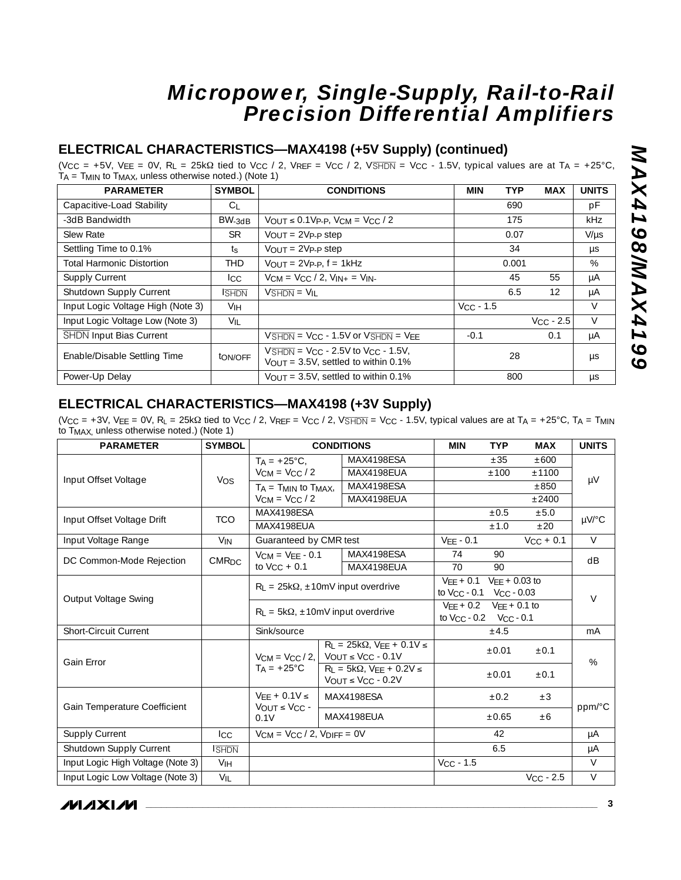# Micropower, Single-Supply, Rail-to-Rail Precision Differential Amplifiers

## ELECTRICAL CHARACTERISTICS—MAX4198 (+5V Supply) (continued)

($V_{CC}$ = +5V, $V_{EE}$ = 0V, $R_L$ = 25kΩ tied to $V_{CC}$ / 2, $V_{REF}$ = $V_{CC}$ / 2, $V_{\overline{SHDN}}$ = $V_{CC}$ - 1.5V, typical values are at $T_A$ = +25°C, $T_A$ = $T_{MIN}$ to $T_{MAX}$, unless otherwise noted.) (Note 1)

| PARAMETER | SYMBOL | CONDITIONS | MIN | TYP | MAX | UNITS |
|---|---|---|---|---|---|---|
| Capacitive-Load Stability | $C_L$ | | | 690 | | pF |
| -3dB Bandwidth | $BW_{-3dB}$ | $V_{OUT}$ ≤ 0.1$V_{P-P}$, $V_{CM}$ = $V_{CC}$ / 2 | | 175 | | kHz |
| Slew Rate | SR | $V_{OUT}$ = 2$V_{P-P}$ step | | 0.07 | | V/µs |
| Settling Time to 0.1% | $t_S$ | $V_{OUT}$ = 2$V_{P-P}$ step | | 34 | | µs |
| Total Harmonic Distortion | THD | $V_{OUT}$ = 2$V_{P-P}$, f = 1kHz | | 0.001 | | % |
| Supply Current | $I_{CC}$ | $V_{CM}$ = $V_{CC}$ / 2, $V_{IN+}$ = $V_{IN-}$ | | 45 | 55 | µA |
| Shutdown Supply Current | $I_{\overline{SHDN}}$ | $V_{\overline{SHDN}}$ = $V_{IL}$ | | 6.5 | 12 | µA |
| Input Logic Voltage High (Note 3) | $V_{IH}$ | | $V_{CC}$ - 1.5 | | | V |
| Input Logic Voltage Low (Note 3) | $V_{IL}$ | | | | $V_{CC}$ - 2.5 | V |
| $\overline{SHDN}$ Input Bias Current | | $V_{\overline{SHDN}}$ = $V_{CC}$ - 1.5V or $V_{\overline{SHDN}}$ = $V_{EE}$ | -0.1 | | 0.1 | µA |
| Enable/Disable Settling Time | $t_{ON/OFF}$ | $V_{\overline{SHDN}}$ = $V_{CC}$ - 2.5V to $V_{CC}$ - 1.5V, $V_{OUT}$ = 3.5V, settled to within 0.1% | | 28 | | µs |
| Power-Up Delay | | $V_{OUT}$ = 3.5V, settled to within 0.1% | | 800 | | µs |

## ELECTRICAL CHARACTERISTICS—MAX4198 (+3V Supply)

($V_{CC}$ = +3V, $V_{EE}$ = 0V, $R_L$ = 25kΩ tied to $V_{CC}$ / 2, $V_{REF}$ = $V_{CC}$ / 2, $V_{\overline{SHDN}}$ = $V_{CC}$ - 1.5V, typical values are at $T_A$ = +25°C, $T_A$ = $T_{MIN}$ to $T_{MAX,}$ unless otherwise noted.) (Note 1)

| PARAMETER | SYMBOL | CONDITIONS | | MIN | TYP | MAX | UNITS |
|---|---|---|---|---|---|---|---|
| Input Offset Voltage | $V_{OS}$ | $T_A$ = +25°C, $V_{CM}$ = $V_{CC}$ / 2 | MAX4198ESA | | ±35 | ±600 | µV |
| | | | MAX4198EUA | | ±100 | ±1100 | |
| | | $T_A$ = $T_{MIN}$ to $T_{MAX}$, $V_{CM}$ = $V_{CC}$ / 2 | MAX4198ESA | | | ±850 | |
| | | | MAX4198EUA | | | ±2400 | |
| Input Offset Voltage Drift | TCO | MAX4198ESA | | | ±0.5 | ±5.0 | µV/°C |
| | | MAX4198EUA | | | ±1.0 | ±20 | |
| Input Voltage Range | $V_{IN}$ | Guaranteed by CMR test | | $V_{EE}$ - 0.1 | | $V_{CC}$ + 0.1 | V |
| DC Common-Mode Rejection | $CMR_{DC}$ | $V_{CM}$ = $V_{EE}$ - 0.1 to $V_{CC}$ + 0.1 | MAX4198ESA | 74 | 90 | | dB |
| | | | MAX4198EUA | 70 | 90 | | |
| Output Voltage Swing | | $R_L$ = 25kΩ, ±10mV input overdrive | | $V_{EE}$ + 0.1 to $V_{CC}$ - 0.1 | $V_{EE}$ + 0.03 to $V_{CC}$ - 0.03 | | V |
| | | $R_L$ = 5kΩ, ±10mV input overdrive | | $V_{EE}$ + 0.2 to $V_{CC}$ - 0.2 | $V_{EE}$ + 0.1 to $V_{CC}$ - 0.1 | | |
| Short-Circuit Current | | Sink/source | | | ±4.5 | | mA |
| Gain Error | | $V_{CM}$ = $V_{CC}$ / 2, $T_A$ = +25°C | $R_L$ = 25kΩ, $V_{EE}$ + 0.1V ≤ $V_{OUT}$ ≤ $V_{CC}$ - 0.1V | | ±0.01 | ±0.1 | % |
| | | | $R_L$ = 5kΩ, $V_{EE}$ + 0.2V ≤ $V_{OUT}$ ≤ $V_{CC}$ - 0.2V | | ±0.01 | ±0.1 | |
| Gain Temperature Coefficient | | $V_{EE}$ + 0.1V ≤ $V_{OUT}$ ≤ $V_{CC}$ - 0.1V | MAX4198ESA | | ±0.2 | ±3 | ppm/°C |
| | | | MAX4198EUA | | ±0.65 | ±6 | |
| Supply Current | $I_{CC}$ | $V_{CM}$ = $V_{CC}$ / 2, $V_{DIFF}$ = 0V | | | 42 | | µA |
| Shutdown Supply Current | $I_{\overline{SHDN}}$ | | | | 6.5 | | µA |
| Input Logic High Voltage (Note 3) | $V_{IH}$ | | | $V_{CC}$ - 1.5 | | | V |
| Input Logic Low Voltage (Note 3) | $V_{IL}$ | | | | | $V_{CC}$ - 2.5 | V |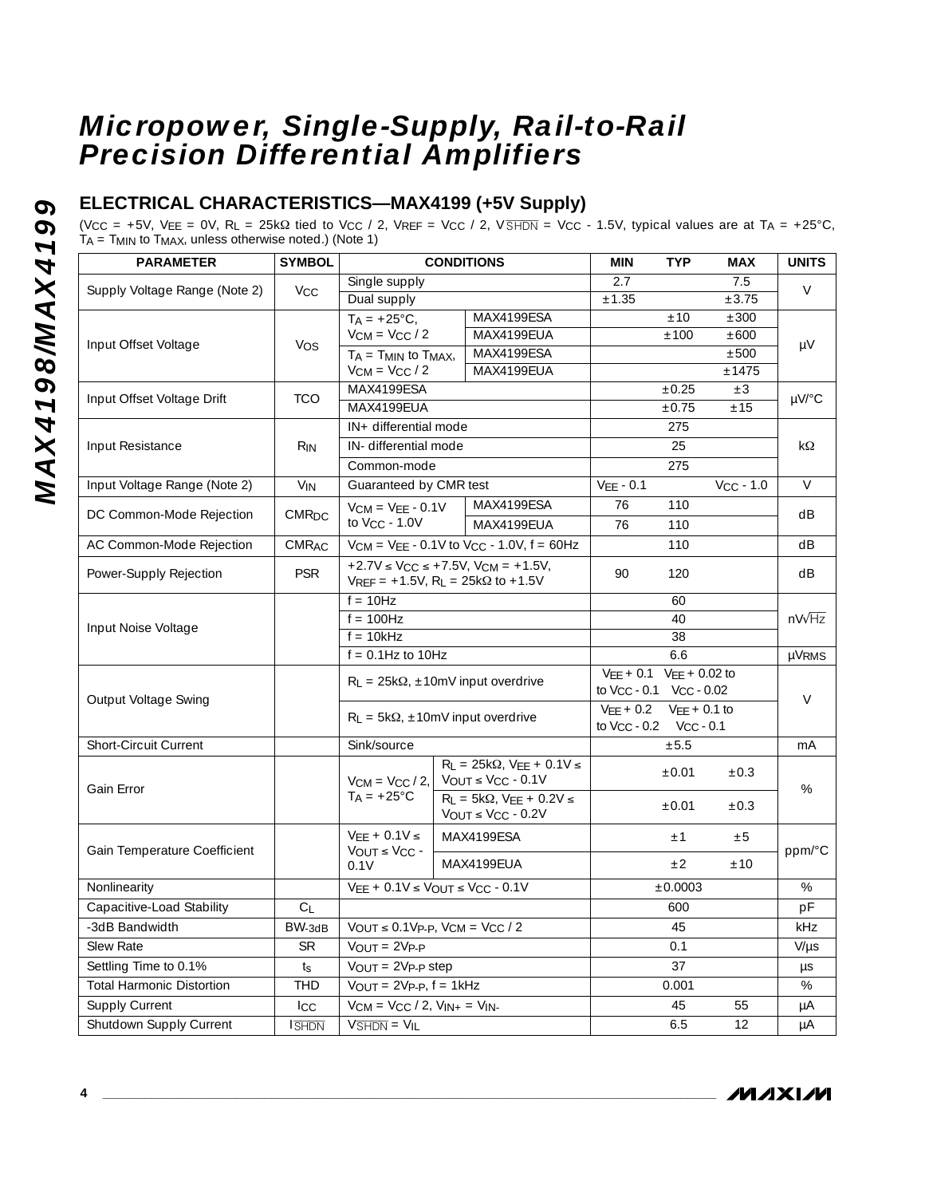## ELECTRICAL CHARACTERISTICS—MAX4199 (+5V Supply)

($V_{CC}$ = +5V, $V_{EE}$ = 0V, $R_L$ = 25kΩ tied to $V_{CC}$ / 2, $V_{REF}$ = $V_{CC}$ / 2, $V_{\overline{SHDN}}$ = $V_{CC}$ - 1.5V, typical values are at $T_A$ = +25°C, $T_A$ = $T_{MIN}$ to $T_{MAX}$, unless otherwise noted.) (Note 1)

| PARAMETER | SYMBOL | CONDITIONS | | MIN | TYP | MAX | UNITS |
|---|---|---|---|---|---|---|---|
| Supply Voltage Range (Note 2) | $V_{CC}$ | Single supply | | 2.7 | | 7.5 | V |
| | | Dual supply | | ±1.35 | | ±3.75 | |
| Input Offset Voltage | $V_{OS}$ | $T_A$ = +25°C, $V_{CM}$ = $V_{CC}$ / 2 | MAX4199ESA | | ±10 | ±300 | µV |
| | | | MAX4199EUA | | ±100 | ±600 | |
| | | $T_A$ = $T_{MIN}$ to $T_{MAX}$, $V_{CM}$ = $V_{CC}$ / 2 | MAX4199ESA | | | ±500 | |
| | | | MAX4199EUA | | | ±1475 | |
| Input Offset Voltage Drift | TCO | MAX4199ESA | | | ±0.25 | ±3 | µV/°C |
| | | MAX4199EUA | | | ±0.75 | ±15 | |
| Input Resistance | $R_{IN}$ | IN+ differential mode | | | 275 | | kΩ |
| | | IN- differential mode | | | 25 | | |
| | | Common-mode | | | 275 | | |
| Input Voltage Range (Note 2) | $V_{IN}$ | Guaranteed by CMR test | | $V_{EE}$ - 0.1 | | $V_{CC}$ - 1.0 | V |
| DC Common-Mode Rejection | $CMR_{DC}$ | $V_{CM}$ = $V_{EE}$ - 0.1V to $V_{CC}$ - 1.0V | MAX4199ESA | 76 | 110 | | dB |
| | | | MAX4199EUA | 76 | 110 | | |
| AC Common-Mode Rejection | $CMR_{AC}$ | $V_{CM}$ = $V_{EE}$ - 0.1V to $V_{CC}$ - 1.0V, f = 60Hz | | | 110 | | dB |
| Power-Supply Rejection | PSR | +2.7V ≤ $V_{CC}$ ≤ +7.5V, $V_{CM}$ = +1.5V, $V_{REF}$ = +1.5V, $R_L$ = 25kΩ to +1.5V | | 90 | 120 | | dB |
| Input Noise Voltage | | f = 10Hz | | | 60 | | nV/√Hz |
| | | f = 100Hz | | | 40 | | |
| | | f = 10kHz | | | 38 | | |
| | | f = 0.1Hz to 10Hz | | | 6.6 | | µ$V_{RMS}$ |
| Output Voltage Swing | | $R_L$ = 25kΩ, ±10mV input overdrive | | $V_{EE}$ + 0.1 to $V_{CC}$ - 0.1 | $V_{EE}$ + 0.02 to $V_{CC}$ - 0.02 | | V |
| | | $R_L$ = 5kΩ, ±10mV input overdrive | | $V_{EE}$ + 0.2 to $V_{CC}$ - 0.2 | $V_{EE}$ + 0.1 to $V_{CC}$ - 0.1 | | |
| Short-Circuit Current | | Sink/source | | | ±5.5 | | mA |
| Gain Error | | $V_{CM}$ = $V_{CC}$ / 2, $T_A$ = +25°C | $R_L$ = 25kΩ, $V_{EE}$ + 0.1V ≤ $V_{OUT}$ ≤ $V_{CC}$ - 0.1V | | ±0.01 | ±0.3 | % |
| | | | $R_L$ = 5kΩ, $V_{EE}$ + 0.2V ≤ $V_{OUT}$ ≤ $V_{CC}$ - 0.2V | | ±0.01 | ±0.3 | |
| Gain Temperature Coefficient | | $V_{EE}$ + 0.1V ≤ $V_{OUT}$ ≤ $V_{CC}$ - 0.1V | MAX4199ESA | | ±1 | ±5 | ppm/°C |
| | | | MAX4199EUA | | ±2 | ±10 | |
| Nonlinearity | | $V_{EE}$ + 0.1V ≤ $V_{OUT}$ ≤ $V_{CC}$ - 0.1V | | | ±0.0003 | | % |
| Capacitive-Load Stability | $C_L$ | | | | 600 | | pF |
| -3dB Bandwidth | $BW_{-3dB}$ | $V_{OUT}$ ≤ 0.1$V_{P-P}$, $V_{CM}$ = $V_{CC}$ / 2 | | | 45 | | kHz |
| Slew Rate | SR | $V_{OUT}$ = 2$V_{P-P}$ | | | 0.1 | | V/µs |
| Settling Time to 0.1% | $t_s$ | $V_{OUT}$ = 2$V_{P-P}$ step | | | 37 | | µs |
| Total Harmonic Distortion | THD | $V_{OUT}$ = 2$V_{P-P}$, f = 1kHz | | | 0.001 | | % |
| Supply Current | $I_{CC}$ | $V_{CM}$ = $V_{CC}$ / 2, $V_{IN+}$ = $V_{IN-}$ | | | 45 | 55 | µA |
| Shutdown Supply Current | $I_{\overline{SHDN}}$ | $V_{\overline{SHDN}}$ = $V_{IL}$ | | | 6.5 | 12 | µA |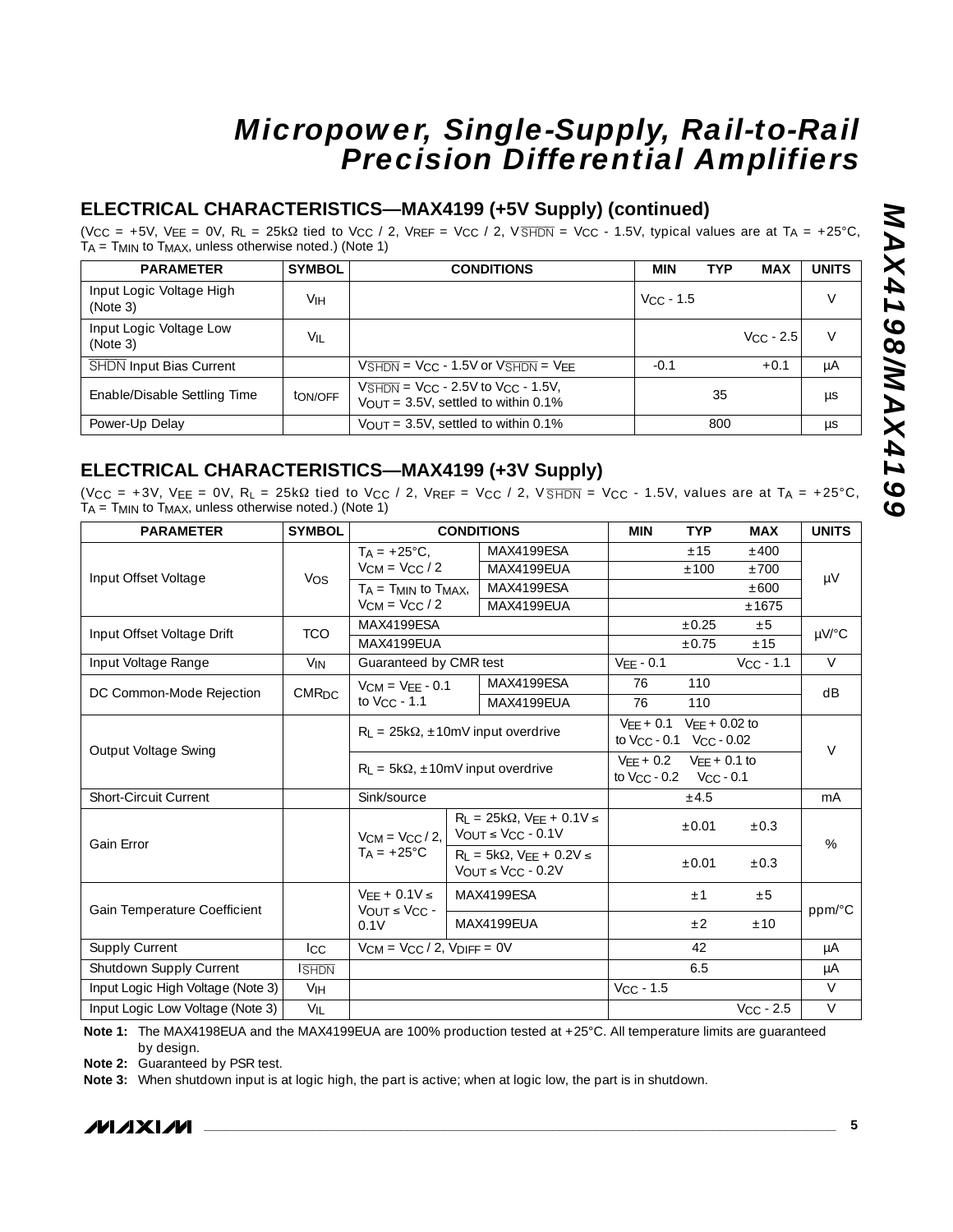## ELECTRICAL CHARACTERISTICS—MAX4199 (+5V Supply) (continued)

($V_{CC}$ = +5V, $V_{EE}$ = 0V, $R_L$ = 25kΩ tied to $V_{CC}$ / 2, $V_{REF}$ = $V_{CC}$ / 2, $V_{\overline{SHDN}}$ = $V_{CC}$ - 1.5V, typical values are at $T_A$ = +25°C, $T_A$ = $T_{MIN}$ to $T_{MAX}$, unless otherwise noted.) (Note 1)

| PARAMETER | SYMBOL | CONDITIONS | MIN | TYP | MAX | UNITS |
|---|---|---|---|---|---|---|
| Input Logic Voltage High (Note 3) | $V_{IH}$ | | $V_{CC}$ - 1.5 | | | V |
| Input Logic Voltage Low (Note 3) | $V_{IL}$ | | | | $V_{CC}$ - 2.5 | V |
| $\overline{SHDN}$ Input Bias Current | | $V_{\overline{SHDN}}$ = $V_{CC}$ - 1.5V or $V_{\overline{SHDN}}$ = $V_{EE}$ | -0.1 | | +0.1 | µA |
| Enable/Disable Settling Time | $t_{ON/OFF}$ | $V_{\overline{SHDN}}$ = $V_{CC}$ - 2.5V to $V_{CC}$ - 1.5V, $V_{OUT}$ = 3.5V, settled to within 0.1% | | 35 | | µs |
| Power-Up Delay | | $V_{OUT}$ = 3.5V, settled to within 0.1% | | 800 | | µs |

## ELECTRICAL CHARACTERISTICS—MAX4199 (+3V Supply)

($V_{CC}$ = +3V, $V_{EE}$ = 0V, $R_L$ = 25kΩ tied to $V_{CC}$ / 2, $V_{REF}$ = $V_{CC}$ / 2, $V_{\overline{SHDN}}$ = $V_{CC}$ - 1.5V, values are at $T_A$ = +25°C, $T_A$ = $T_{MIN}$ to $T_{MAX}$, unless otherwise noted.) (Note 1)

| PARAMETER | SYMBOL | CONDITIONS | | MIN | TYP | MAX | UNITS |
|---|---|---|---|---|---|---|---|
| Input Offset Voltage | $V_{OS}$ | $T_A$ = +25°C, $V_{CM}$ = $V_{CC}$ / 2 | MAX4199ESA | | ±15 | ±400 | µV |
| | | | MAX4199EUA | | ±100 | ±700 | |
| | | $T_A$ = $T_{MIN}$ to $T_{MAX}$, $V_{CM}$ = $V_{CC}$ / 2 | MAX4199ESA | | | ±600 | |
| | | | MAX4199EUA | | | ±1675 | |
| Input Offset Voltage Drift | TCO | MAX4199ESA | | | ±0.25 | ±5 | µV/°C |
| | | MAX4199EUA | | | ±0.75 | ±15 | |
| Input Voltage Range | $V_{IN}$ | Guaranteed by CMR test | | $V_{EE}$ - 0.1 | | $V_{CC}$ - 1.1 | V |
| DC Common-Mode Rejection | $CMR_{DC}$ | $V_{CM}$ = $V_{EE}$ - 0.1 to $V_{CC}$ - 1.1 | MAX4199ESA | 76 | 110 | | dB |
| | | | MAX4199EUA | 76 | 110 | | |
| Output Voltage Swing | | $R_L$ = 25kΩ, ±10mV input overdrive | | $V_{EE}$ + 0.1 to $V_{CC}$ - 0.1 | $V_{EE}$ + 0.02 to $V_{CC}$ - 0.02 | | V |
| | | $R_L$ = 5kΩ, ±10mV input overdrive | | $V_{EE}$ + 0.2 to $V_{CC}$ - 0.2 | $V_{EE}$ + 0.1 to $V_{CC}$ - 0.1 | | |
| Short-Circuit Current | | Sink/source | | | ±4.5 | | mA |
| Gain Error | | $V_{CM}$ = $V_{CC}$ / 2, $T_A$ = +25°C | $R_L$ = 25kΩ, $V_{EE}$ + 0.1V ≤ $V_{OUT}$ ≤ $V_{CC}$ - 0.1V | | ±0.01 | ±0.3 | % |
| | | | $R_L$ = 5kΩ, $V_{EE}$ + 0.2V ≤ $V_{OUT}$ ≤ $V_{CC}$ - 0.2V | | ±0.01 | ±0.3 | |
| Gain Temperature Coefficient | | $V_{EE}$ + 0.1V ≤ $V_{OUT}$ ≤ $V_{CC}$ - 0.1V | MAX4199ESA | | ±1 | ±5 | ppm/°C |
| | | | MAX4199EUA | | ±2 | ±10 | |
| Supply Current | $I_{CC}$ | $V_{CM}$ = $V_{CC}$ / 2, $V_{DIFF}$ = 0V | | | 42 | | µA |
| Shutdown Supply Current | $I_{\overline{SHDN}}$ | | | | 6.5 | | µA |
| Input Logic High Voltage (Note 3) | $V_{IH}$ | | | $V_{CC}$ - 1.5 | | | V |
| Input Logic Low Voltage (Note 3) | $V_{IL}$ | | | | | $V_{CC}$ - 2.5 | V |

**Note 1:** The MAX4198EUA and the MAX4199EUA are 100% production tested at +25°C. All temperature limits are guaranteed by design.

**Note 2:** Guaranteed by PSR test.

**Note 3:** When shutdown input is at logic high, the part is active; when at logic low, the part is in shutdown.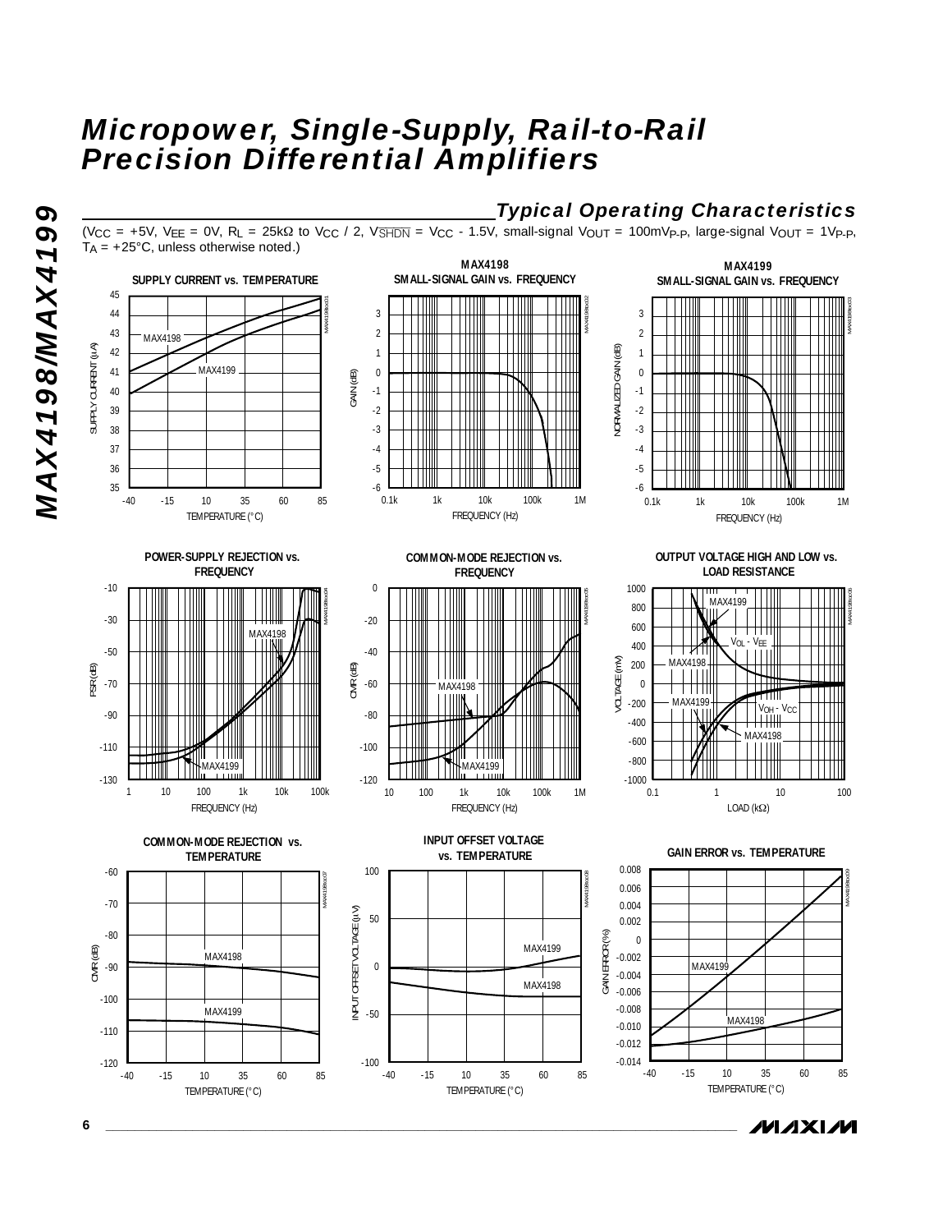## Typical Operating Characteristics

($V_{CC}$ = +5V, $V_{EE}$ = 0V, $R_L$ = 25kΩ to $V_{CC}$ / 2, $V_{\overline{SHDN}}$ = $V_{CC}$ - 1.5V, small-signal $V_{OUT}$ = 100mV$_{P-P}$, large-signal $V_{OUT}$ = 1V$_{P-P}$, $T_A$ = +25°C, unless otherwise noted.)

**SUPPLY CURRENT vs. TEMPERATURE**

**MAX4198 SMALL-SIGNAL GAIN vs. FREQUENCY**

**MAX4199 SMALL-SIGNAL GAIN vs. FREQUENCY**

**POWER-SUPPLY REJECTION vs. FREQUENCY**

**COMMON-MODE REJECTION vs. FREQUENCY**

**OUTPUT VOLTAGE HIGH AND LOW vs. LOAD RESISTANCE**

**COMMON-MODE REJECTION vs. TEMPERATURE**

**INPUT OFFSET VOLTAGE vs. TEMPERATURE**

**GAIN ERROR vs. TEMPERATURE**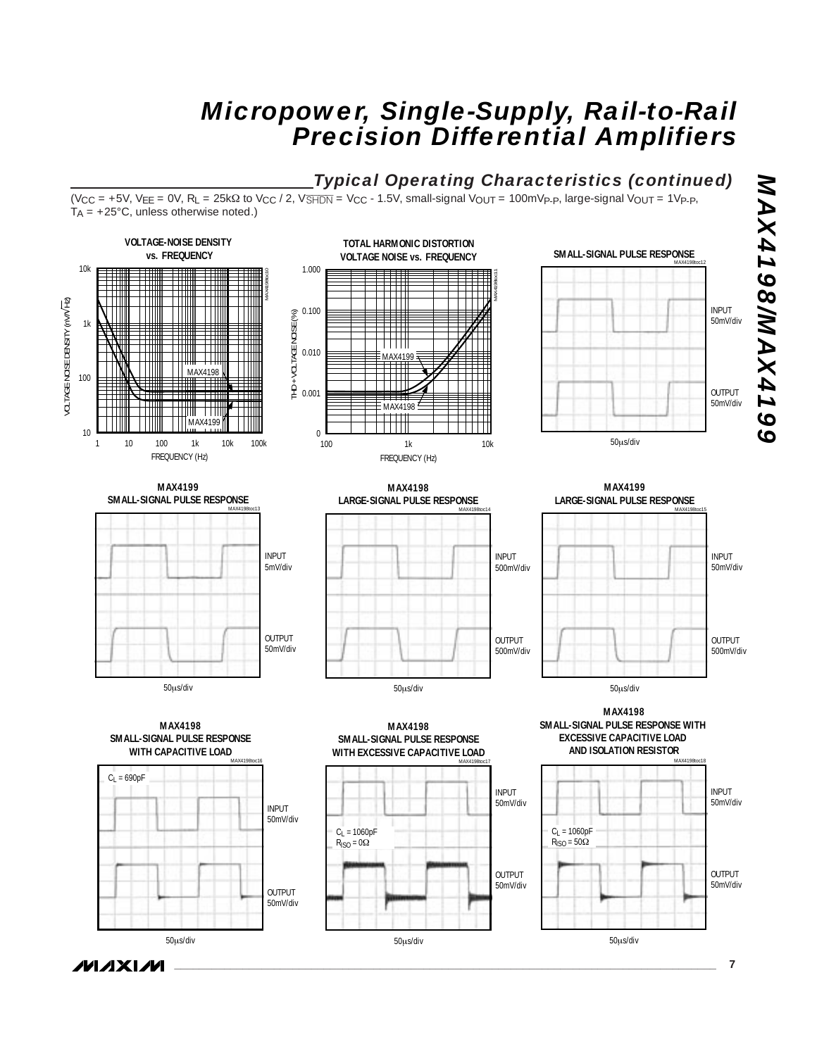## Typical Operating Characteristics (continued)

($V_{CC}$ = +5V, $V_{EE}$ = 0V, $R_L$ = 25kΩ to $V_{CC}$ / 2, $V_{\overline{SHDN}}$ = $V_{CC}$ - 1.5V, small-signal $V_{OUT}$ = 100mV$_{P-P}$, large-signal $V_{OUT}$ = 1V$_{P-P}$, $T_A$ = +25°C, unless otherwise noted.)

**VOLTAGE-NOISE DENSITY vs. FREQUENCY**

VOLTAGE NOISE DENSITY (nV/√Hz) vs. FREQUENCY (Hz); curves: MAX4198, MAX4199

**TOTAL HARMONIC DISTORTION VOLTAGE NOISE vs. FREQUENCY**

THD+VOLTAGE NOISE (%) vs. FREQUENCY (Hz); curves: MAX4199, MAX4198

**SMALL-SIGNAL PULSE RESPONSE**

INPUT 50mV/div, OUTPUT 50mV/div, 50µs/div

**MAX4199 SMALL-SIGNAL PULSE RESPONSE**

INPUT 5mV/div, OUTPUT 50mV/div, 50µs/div

**MAX4198 LARGE-SIGNAL PULSE RESPONSE**

INPUT 500mV/div, OUTPUT 500mV/div, 50µs/div

**MAX4199 LARGE-SIGNAL PULSE RESPONSE**

INPUT 50mV/div, OUTPUT 500mV/div, 50µs/div

**MAX4198 SMALL-SIGNAL PULSE RESPONSE WITH CAPACITIVE LOAD**

$C_L$ = 690pF; INPUT 50mV/div, OUTPUT 50mV/div, 50µs/div

**MAX4198 SMALL-SIGNAL PULSE RESPONSE WITH EXCESSIVE CAPACITIVE LOAD**

$C_L$ = 1060pF, $R_{ISO}$ = 0Ω; INPUT 50mV/div, OUTPUT 50mV/div, 50µs/div

**MAX4198 SMALL-SIGNAL PULSE RESPONSE WITH EXCESSIVE CAPACITIVE LOAD AND ISOLATION RESISTOR**

$C_L$ = 1060pF, $R_{ISO}$ = 50Ω; INPUT 50mV/div, OUTPUT 50mV/div, 50µs/div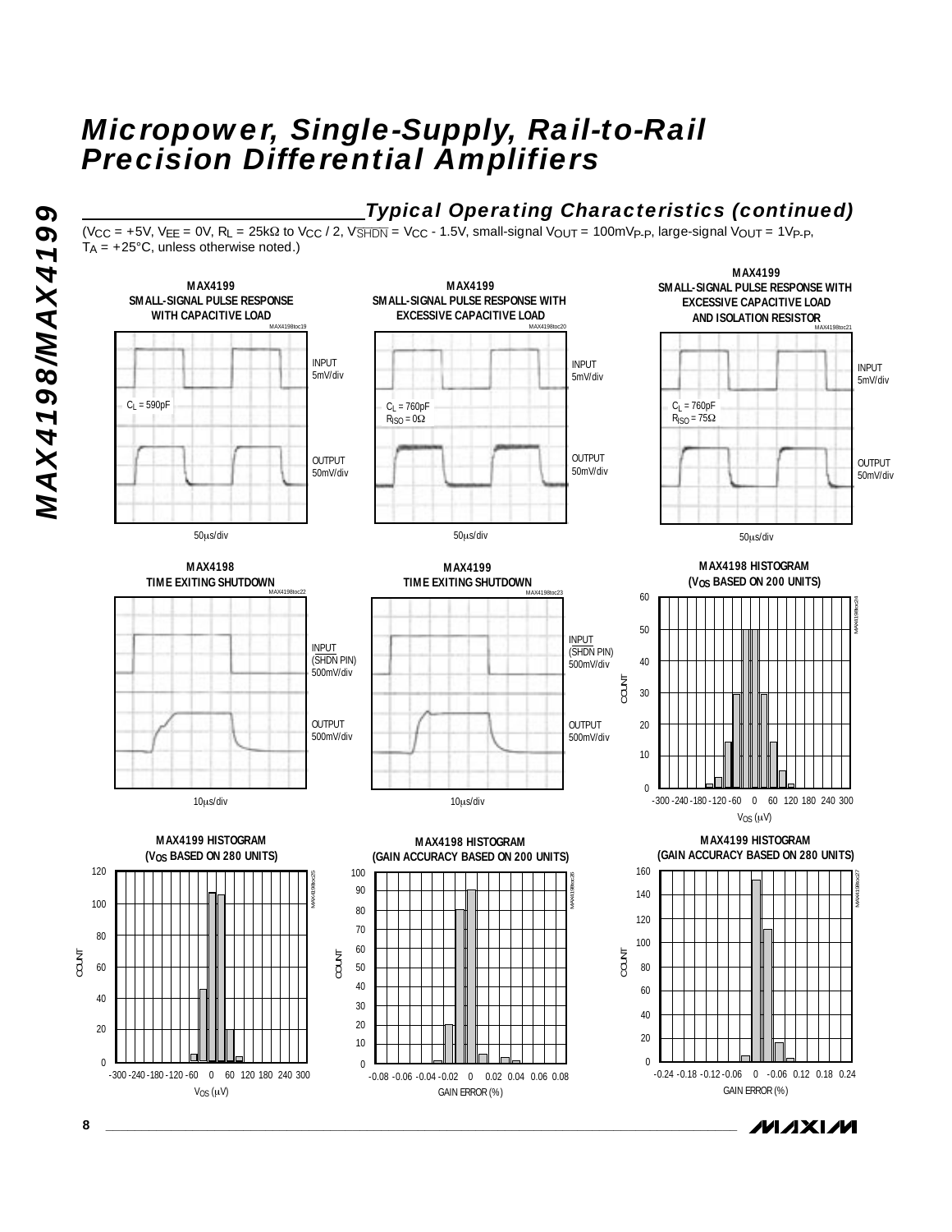## Typical Operating Characteristics (continued)

($V_{CC}$ = +5V, $V_{EE}$ = 0V, $R_L$ = 25kΩ to $V_{CC}$ / 2, $V_{\overline{SHDN}}$ = $V_{CC}$ - 1.5V, small-signal $V_{OUT}$ = 100mV$_{P-P}$, large-signal $V_{OUT}$ = 1V$_{P-P}$, $T_A$ = +25°C, unless otherwise noted.)

**MAX4199 SMALL-SIGNAL PULSE RESPONSE WITH CAPACITIVE LOAD**

MAX4198toc19

$C_L$ = 590pF

INPUT 5mV/div

OUTPUT 50mV/div

50μs/div

**MAX4199 SMALL-SIGNAL PULSE RESPONSE WITH EXCESSIVE CAPACITIVE LOAD**

MAX4198toc20

$C_L$ = 760pF, $R_{ISO}$ = 0Ω

INPUT 5mV/div

OUTPUT 50mV/div

50μs/div

**MAX4199 SMALL-SIGNAL PULSE RESPONSE WITH EXCESSIVE CAPACITIVE LOAD AND ISOLATION RESISTOR**

MAX4198toc21

$C_L$ = 760pF, $R_{ISO}$ = 75Ω

INPUT 5mV/div

OUTPUT 50mV/div

50μs/div

**MAX4198 TIME EXITING SHUTDOWN**

MAX4198toc22

INPUT ($\overline{SHDN}$ PIN) 500mV/div

OUTPUT 500mV/div

10μs/div

**MAX4199 TIME EXITING SHUTDOWN**

MAX4198toc23

INPUT ($\overline{SHDN}$ PIN) 500mV/div

OUTPUT 500mV/div

10μs/div

**MAX4198 HISTOGRAM ($V_{OS}$ BASED ON 200 UNITS)**

MAX4198toc24

COUNT (0 to 60) vs. $V_{OS}$ (μV) (-300 to 300)

**MAX4199 HISTOGRAM ($V_{OS}$ BASED ON 280 UNITS)**

MAX4198toc25

COUNT (0 to 120) vs. $V_{OS}$ (μV) (-300 to 300)

**MAX4198 HISTOGRAM (GAIN ACCURACY BASED ON 200 UNITS)**

MAX4198toc26

COUNT (0 to 100) vs. GAIN ERROR (%) (-0.08 to 0.08)

**MAX4199 HISTOGRAM (GAIN ACCURACY BASED ON 280 UNITS)**

MAX4198toc27

COUNT (0 to 160) vs. GAIN ERROR (%) (-0.24 to 0.24)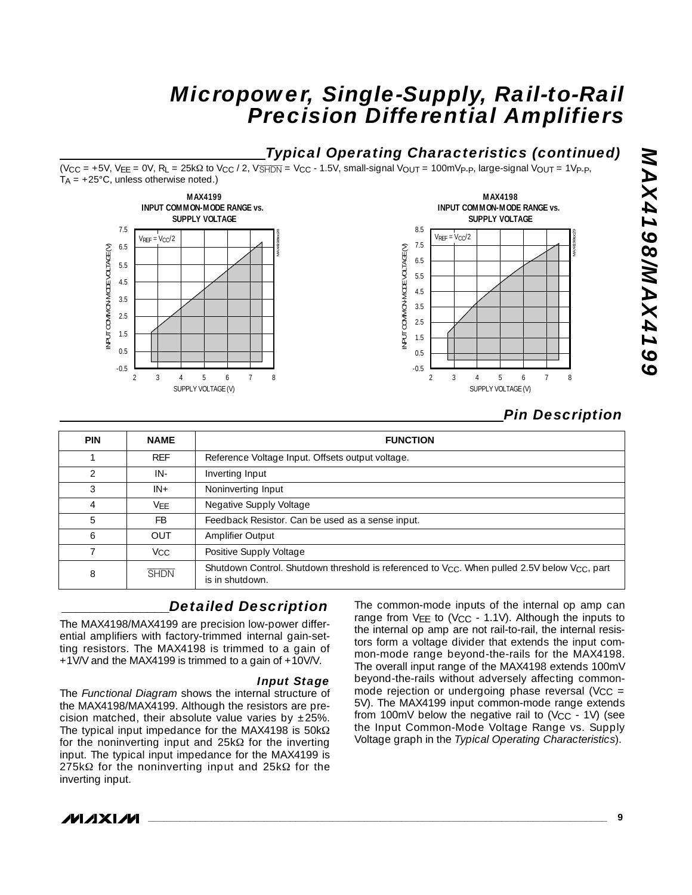## Typical Operating Characteristics (continued)

($V_{CC}$ = +5V, $V_{EE}$ = 0V, $R_L$ = 25kΩ to $V_{CC}$ / 2, $V_{\overline{SHDN}}$ = $V_{CC}$ - 1.5V, small-signal $V_{OUT}$ = 100mV$_{P-P}$, large-signal $V_{OUT}$ = 1V$_{P-P}$, $T_A$ = +25°C, unless otherwise noted.)

**MAX4199 INPUT COMMON-MODE RANGE vs. SUPPLY VOLTAGE**

**MAX4198 INPUT COMMON-MODE RANGE vs. SUPPLY VOLTAGE**

## Pin Description

| PIN | NAME | FUNCTION |
|---|---|---|
| 1 | REF | Reference Voltage Input. Offsets output voltage. |
| 2 | IN- | Inverting Input |
| 3 | IN+ | Noninverting Input |
| 4 | $V_{EE}$ | Negative Supply Voltage |
| 5 | FB | Feedback Resistor. Can be used as a sense input. |
| 6 | OUT | Amplifier Output |
| 7 | $V_{CC}$ | Positive Supply Voltage |
| 8 | $\overline{SHDN}$ | Shutdown Control. Shutdown threshold is referenced to $V_{CC}$. When pulled 2.5V below $V_{CC}$, part is in shutdown. |

## Detailed Description

The MAX4198/MAX4199 are precision low-power differential amplifiers with factory-trimmed internal gain-setting resistors. The MAX4198 is trimmed to a gain of +1V/V and the MAX4199 is trimmed to a gain of +10V/V.

### Input Stage

The *Functional Diagram* shows the internal structure of the MAX4198/MAX4199. Although the resistors are precision matched, their absolute value varies by ±25%. The typical input impedance for the MAX4198 is 50kΩ for the noninverting input and 25kΩ for the inverting input. The typical input impedance for the MAX4199 is 275kΩ for the noninverting input and 25kΩ for the inverting input.

The common-mode inputs of the internal op amp can range from $V_{EE}$ to ($V_{CC}$ - 1.1V). Although the inputs to the internal op amp are not rail-to-rail, the internal resistors form a voltage divider that extends the input common-mode range beyond-the-rails for the MAX4198. The overall input range of the MAX4198 extends 100mV beyond-the-rails without adversely affecting common-mode rejection or undergoing phase reversal ($V_{CC}$ = 5V). The MAX4199 input common-mode range extends from 100mV below the negative rail to ($V_{CC}$ - 1V) (see the Input Common-Mode Voltage Range vs. Supply Voltage graph in the *Typical Operating Characteristics*).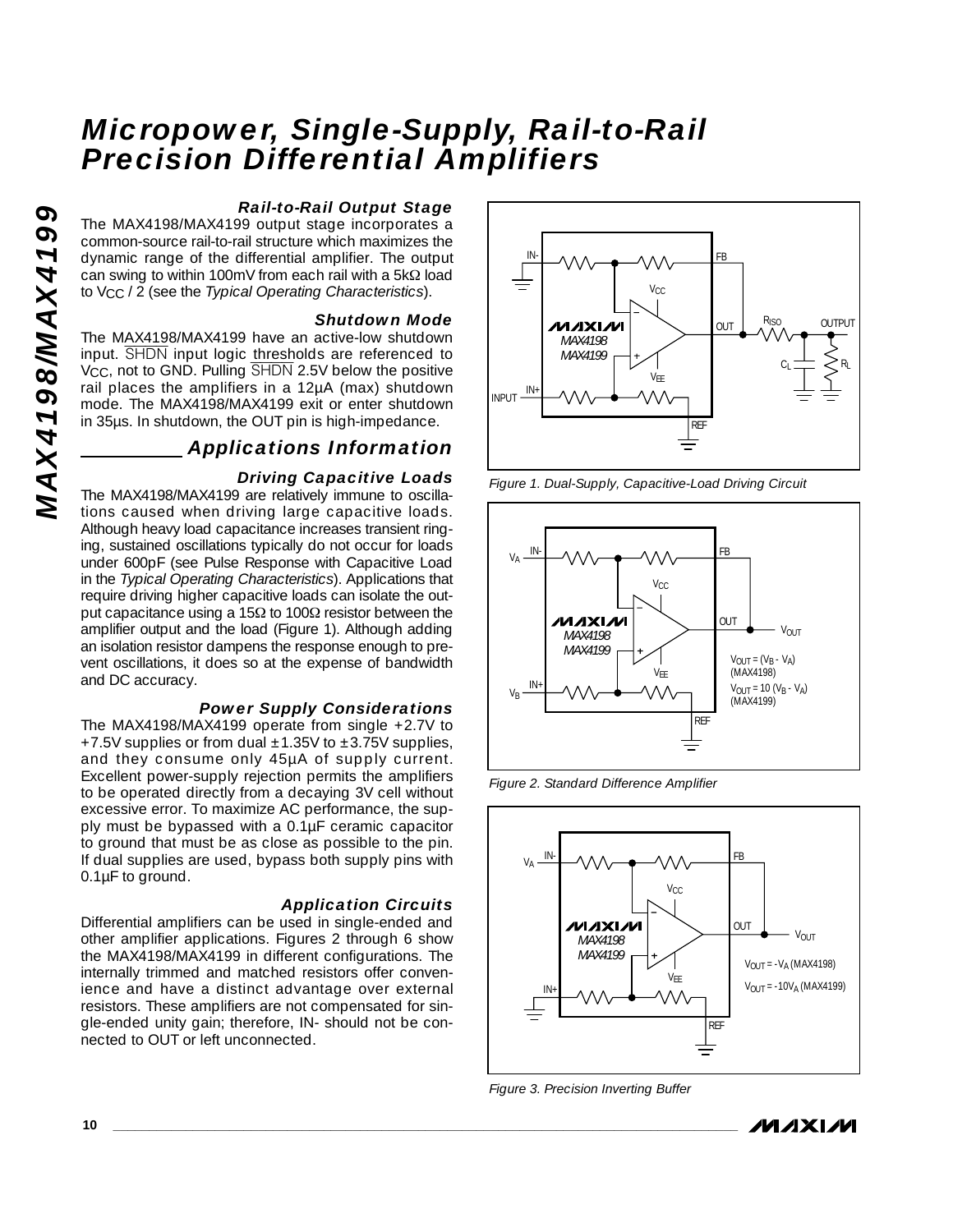### Rail-to-Rail Output Stage

The MAX4198/MAX4199 output stage incorporates a common-source rail-to-rail structure which maximizes the dynamic range of the differential amplifier. The output can swing to within 100mV from each rail with a 5kΩ load to $V_{CC}$ / 2 (see the *Typical Operating Characteristics*).

### Shutdown Mode

The MAX4198/MAX4199 have an active-low shutdown input. $\overline{SHDN}$ input logic thresholds are referenced to $V_{CC}$, not to GND. Pulling $\overline{SHDN}$ 2.5V below the positive rail places the amplifiers in a 12µA (max) shutdown mode. The MAX4198/MAX4199 exit or enter shutdown in 35µs. In shutdown, the OUT pin is high-impedance.

## Applications Information

### Driving Capacitive Loads

The MAX4198/MAX4199 are relatively immune to oscillations caused when driving large capacitive loads. Although heavy load capacitance increases transient ringing, sustained oscillations typically do not occur for loads under 600pF (see Pulse Response with Capacitive Load in the *Typical Operating Characteristics*). Applications that require driving higher capacitive loads can isolate the output capacitance using a 15Ω to 100Ω resistor between the amplifier output and the load (Figure 1). Although adding an isolation resistor dampens the response enough to prevent oscillations, it does so at the expense of bandwidth and DC accuracy.

### Power Supply Considerations

The MAX4198/MAX4199 operate from single +2.7V to +7.5V supplies or from dual ±1.35V to ±3.75V supplies, and they consume only 45µA of supply current. Excellent power-supply rejection permits the amplifiers to be operated directly from a decaying 3V cell without excessive error. To maximize AC performance, the supply must be bypassed with a 0.1µF ceramic capacitor to ground that must be as close as possible to the pin. If dual supplies are used, bypass both supply pins with 0.1µF to ground.

### Application Circuits

Differential amplifiers can be used in single-ended and other amplifier applications. Figures 2 through 6 show the MAX4198/MAX4199 in different configurations. The internally trimmed and matched resistors offer convenience and have a distinct advantage over external resistors. These amplifiers are not compensated for single-ended unity gain; therefore, IN- should not be connected to OUT or left unconnected.

*Figure 1. Dual-Supply, Capacitive-Load Driving Circuit*

$V_{OUT} = (V_B - V_A)$ (MAX4198)

$V_{OUT} = 10\,(V_B - V_A)$ (MAX4199)

*Figure 2. Standard Difference Amplifier*

$V_{OUT} = -V_A$ (MAX4198)

$V_{OUT} = -10V_A$ (MAX4199)

*Figure 3. Precision Inverting Buffer*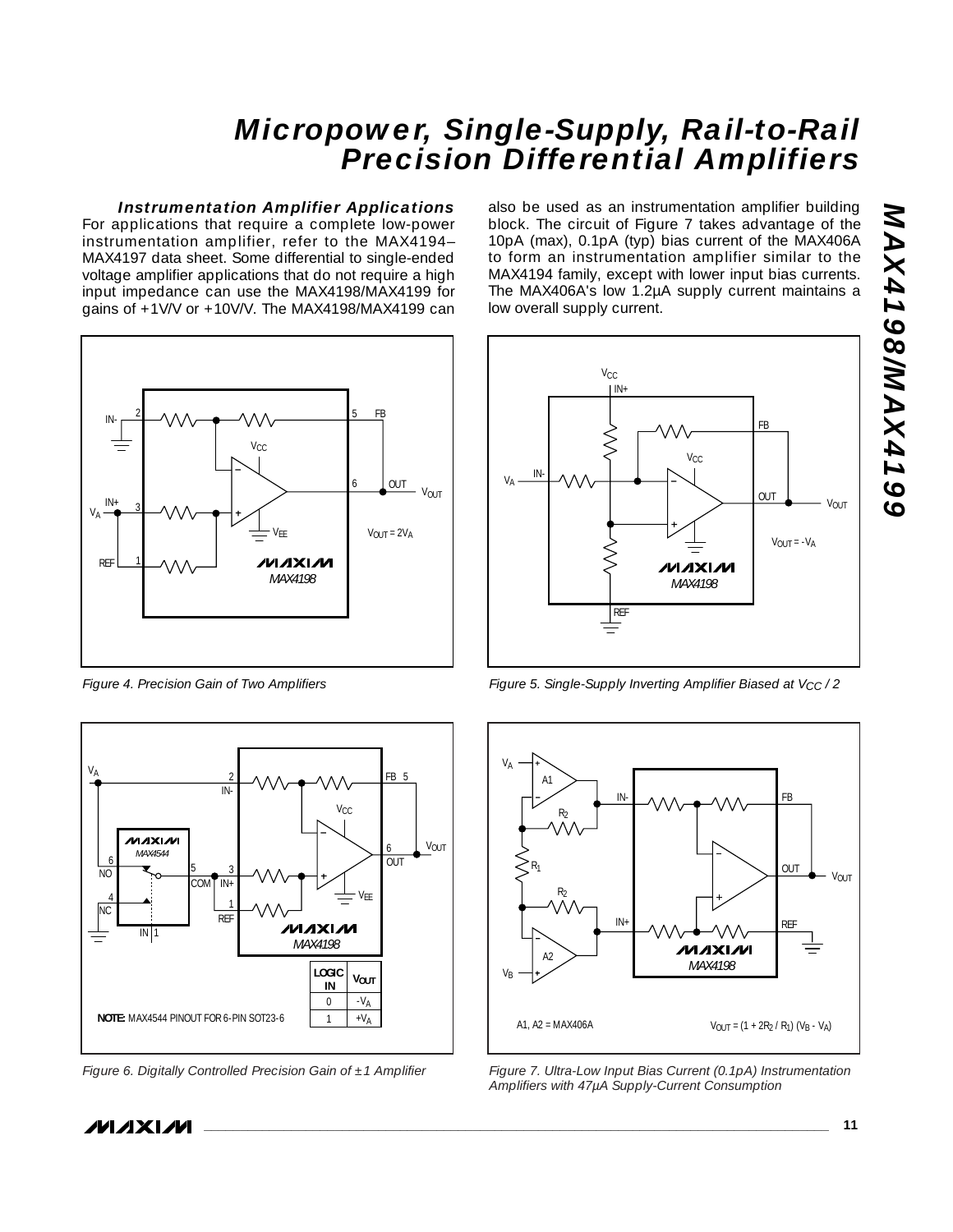### Instrumentation Amplifier Applications

For applications that require a complete low-power instrumentation amplifier, refer to the MAX4194–MAX4197 data sheet. Some differential to single-ended voltage amplifier applications that do not require a high input impedance can use the MAX4198/MAX4199 for gains of +1V/V or +10V/V. The MAX4198/MAX4199 can also be used as an instrumentation amplifier building block. The circuit of Figure 7 takes advantage of the 10pA (max), 0.1pA (typ) bias current of the MAX406A to form an instrumentation amplifier similar to the MAX4194 family, except with lower input bias currents. The MAX406A's low 1.2µA supply current maintains a low overall supply current.

$V_{OUT} = 2V_A$

*Figure 4. Precision Gain of Two Amplifiers*

$V_{OUT} = -V_A$

*Figure 5. Single-Supply Inverting Amplifier Biased at $V_{CC}$ / 2*

| LOGIC IN | $V_{OUT}$ |
|---|---|
| 0 | $-V_A$ |
| 1 | $+V_A$ |

**NOTE:** MAX4544 PINOUT FOR 6-PIN SOT23-6

*Figure 6. Digitally Controlled Precision Gain of ±1 Amplifier*

A1, A2 = MAX406A

$V_{OUT} = (1 + 2R_2 / R_1)(V_B - V_A)$

*Figure 7. Ultra-Low Input Bias Current (0.1pA) Instrumentation Amplifiers with 47µA Supply-Current Consumption*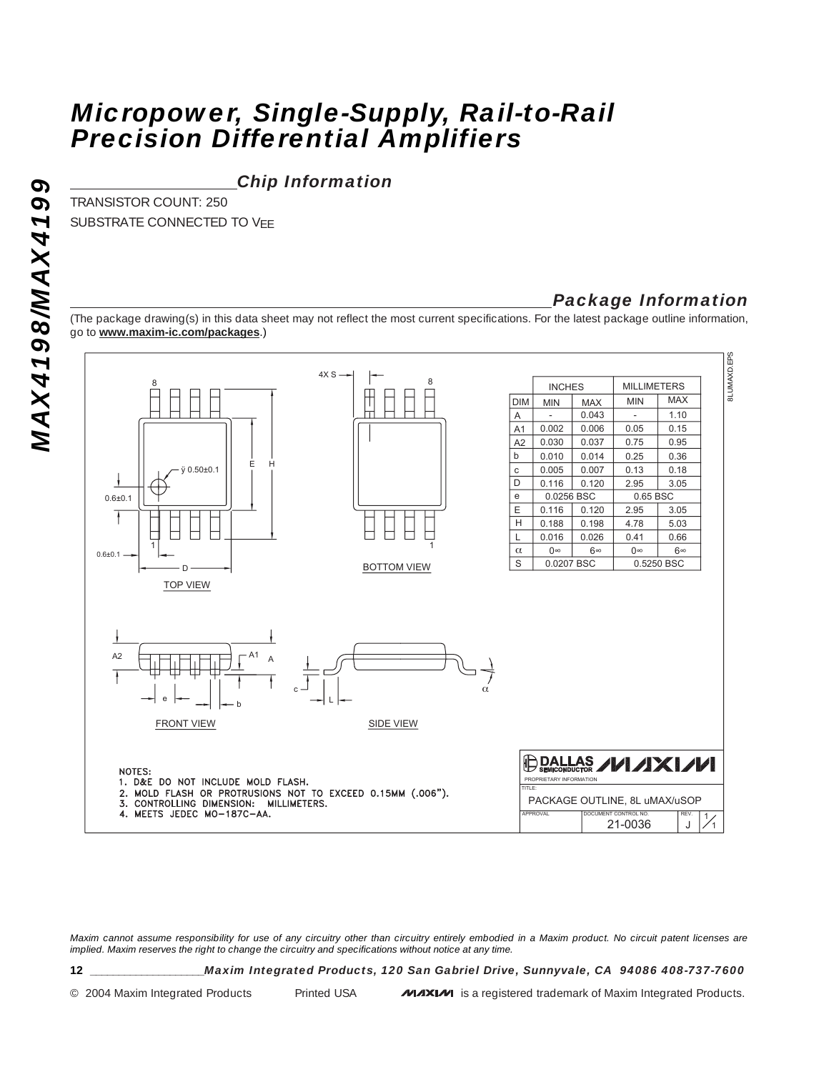## Chip Information

TRANSISTOR COUNT: 250

SUBSTRATE CONNECTED TO $V_{EE}$

## Package Information

(The package drawing(s) in this data sheet may not reflect the most current specifications. For the latest package outline information, go to **www.maxim-ic.com/packages**.)

| | INCHES | | MILLIMETERS | |
|---|---|---|---|---|
| DIM | MIN | MAX | MIN | MAX |
| A | - | 0.043 | - | 1.10 |
| A1 | 0.002 | 0.006 | 0.05 | 0.15 |
| A2 | 0.030 | 0.037 | 0.75 | 0.95 |
| b | 0.010 | 0.014 | 0.25 | 0.36 |
| c | 0.005 | 0.007 | 0.13 | 0.18 |
| D | 0.116 | 0.120 | 2.95 | 3.05 |
| e | 0.0256 BSC | | 0.65 BSC | |
| E | 0.116 | 0.120 | 2.95 | 3.05 |
| H | 0.188 | 0.198 | 4.78 | 5.03 |
| L | 0.016 | 0.026 | 0.41 | 0.66 |
| α | 0° | 6° | 0° | 6° |
| S | 0.0207 BSC | | 0.5250 BSC | |

TOP VIEW

BOTTOM VIEW

FRONT VIEW

SIDE VIEW

8LUMAXD.EPS

NOTES:
1. D&E DO NOT INCLUDE MOLD FLASH.
2. MOLD FLASH OR PROTRUSIONS NOT TO EXCEED 0.15MM (.006").
3. CONTROLLING DIMENSION: MILLIMETERS.
4. MEETS JEDEC MO-187C-AA.

DALLAS SEMICONDUCTOR MAXIM

PROPRIETARY INFORMATION

TITLE: PACKAGE OUTLINE, 8L uMAX/uSOP

APPROVAL | DOCUMENT CONTROL NO. 21-0036 | REV. J | 1/1

*Maxim cannot assume responsibility for use of any circuitry other than circuitry entirely embodied in a Maxim product. No circuit patent licenses are implied. Maxim reserves the right to change the circuitry and specifications without notice at any time.*

***Maxim Integrated Products, 120 San Gabriel Drive, Sunnyvale, CA 94086 408-737-7600***

© 2004 Maxim Integrated Products Printed USA MAXIM is a registered trademark of Maxim Integrated Products.